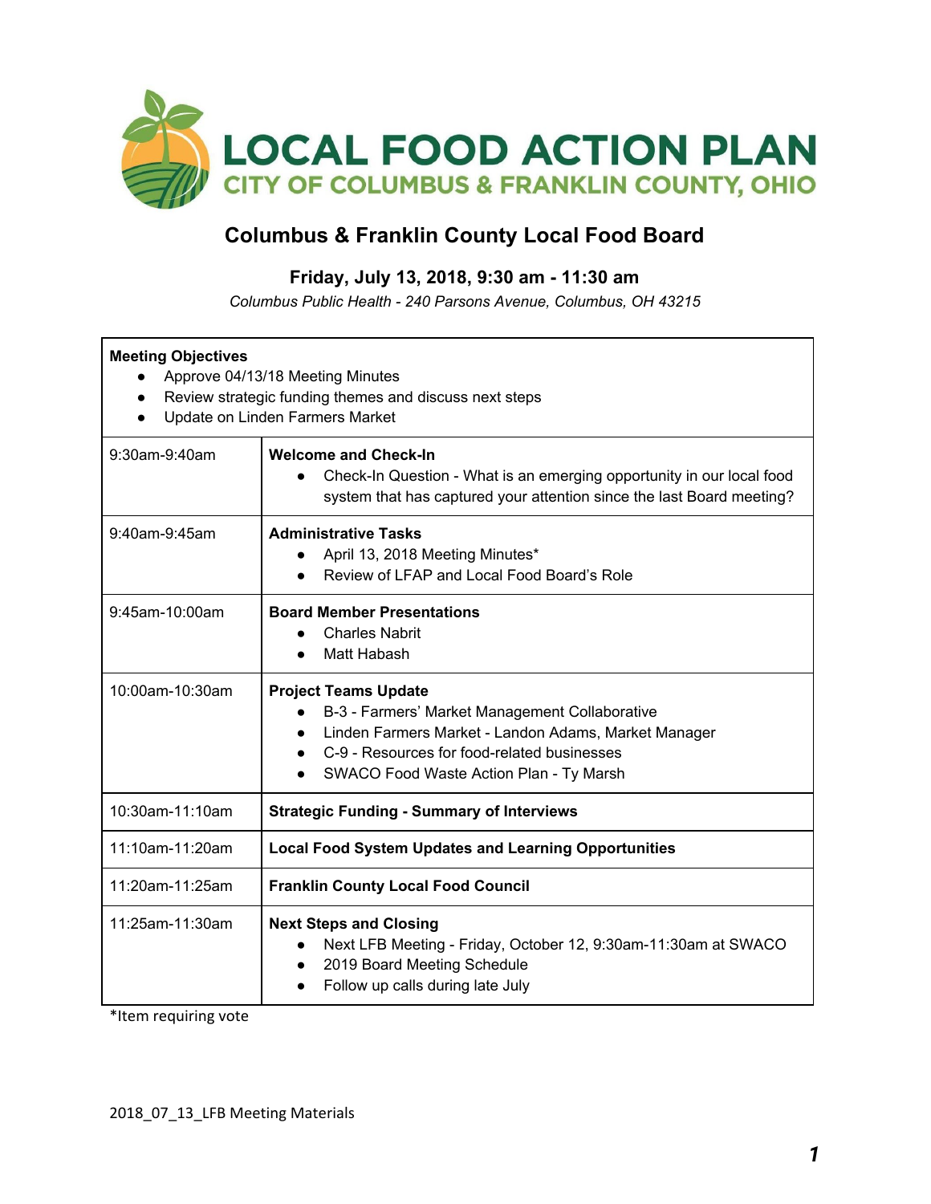# LOCAL FOOD ACTION PLAN

## CITY OF COLUMBUS & FRANKLIN COUNTY, OHIO

## Columbus & Franklin County Local Food Board

### Friday, July 13, 2018, 9:30 am - 11:30 am

*Columbus Public Health - 240 Parsons Avenue, Columbus, OH 43215*

**Meeting Objectives**

- Approve 04/13/18 Meeting Minutes
- Review strategic funding themes and discuss next steps
- Update on Linden Farmers Market

| Time | Agenda Item |
|---|---|
| 9:30am-9:40am | **Welcome and Check-In**<br>• Check-In Question - What is an emerging opportunity in our local food system that has captured your attention since the last Board meeting? |
| 9:40am-9:45am | **Administrative Tasks**<br>• April 13, 2018 Meeting Minutes*<br>• Review of LFAP and Local Food Board's Role |
| 9:45am-10:00am | **Board Member Presentations**<br>• Charles Nabrit<br>• Matt Habash |
| 10:00am-10:30am | **Project Teams Update**<br>• B-3 - Farmers' Market Management Collaborative<br>• Linden Farmers Market - Landon Adams, Market Manager<br>• C-9 - Resources for food-related businesses<br>• SWACO Food Waste Action Plan - Ty Marsh |
| 10:30am-11:10am | **Strategic Funding - Summary of Interviews** |
| 11:10am-11:20am | **Local Food System Updates and Learning Opportunities** |
| 11:20am-11:25am | **Franklin County Local Food Council** |
| 11:25am-11:30am | **Next Steps and Closing**<br>• Next LFB Meeting - Friday, October 12, 9:30am-11:30am at SWACO<br>• 2019 Board Meeting Schedule<br>• Follow up calls during late July |

*Item requiring vote

2018_07_13_LFB Meeting Materials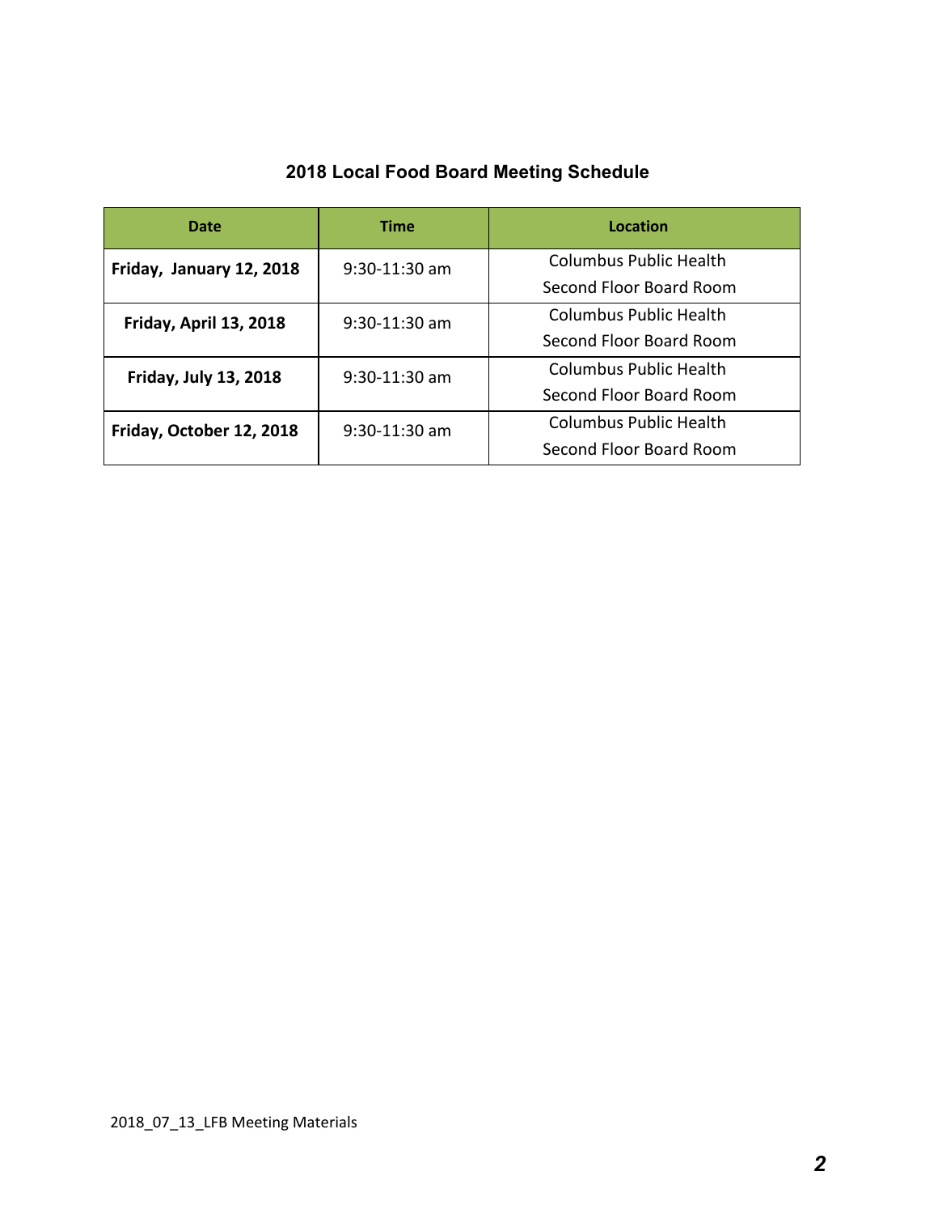## 2018 Local Food Board Meeting Schedule

| Date | Time | Location |
|---|---|---|
| **Friday, January 12, 2018** | 9:30-11:30 am | Columbus Public Health Second Floor Board Room |
| **Friday, April 13, 2018** | 9:30-11:30 am | Columbus Public Health Second Floor Board Room |
| **Friday, July 13, 2018** | 9:30-11:30 am | Columbus Public Health Second Floor Board Room |
| **Friday, October 12, 2018** | 9:30-11:30 am | Columbus Public Health Second Floor Board Room |